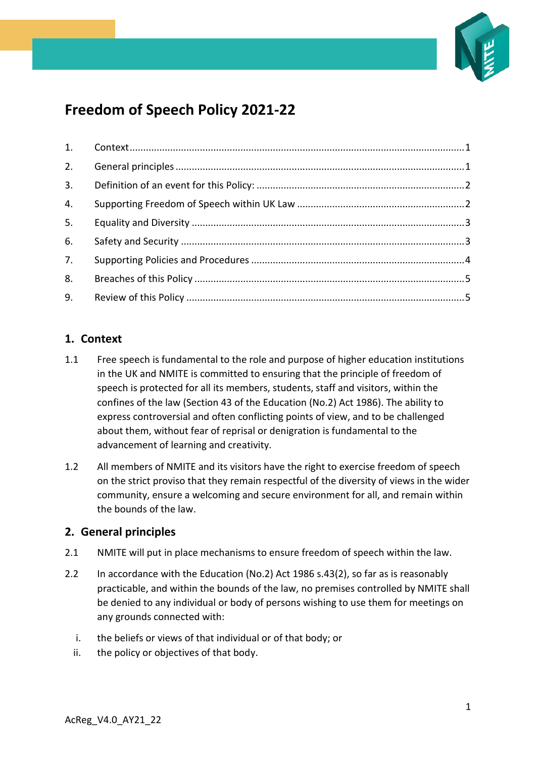# Freedom of Speech Policy 2021-22

1. Context .......... 1
2. General principles .......... 1
3. Definition of an event for this Policy: .......... 2
4. Supporting Freedom of Speech within UK Law .......... 2
5. Equality and Diversity .......... 3
6. Safety and Security .......... 3
7. Supporting Policies and Procedures .......... 4
8. Breaches of this Policy .......... 5
9. Review of this Policy .......... 5

## 1. Context

1.1 Free speech is fundamental to the role and purpose of higher education institutions in the UK and NMITE is committed to ensuring that the principle of freedom of speech is protected for all its members, students, staff and visitors, within the confines of the law (Section 43 of the Education (No.2) Act 1986). The ability to express controversial and often conflicting points of view, and to be challenged about them, without fear of reprisal or denigration is fundamental to the advancement of learning and creativity.

1.2 All members of NMITE and its visitors have the right to exercise freedom of speech on the strict proviso that they remain respectful of the diversity of views in the wider community, ensure a welcoming and secure environment for all, and remain within the bounds of the law.

## 2. General principles

2.1 NMITE will put in place mechanisms to ensure freedom of speech within the law.

2.2 In accordance with the Education (No.2) Act 1986 s.43(2), so far as is reasonably practicable, and within the bounds of the law, no premises controlled by NMITE shall be denied to any individual or body of persons wishing to use them for meetings on any grounds connected with:

i. the beliefs or views of that individual or of that body; or
ii. the policy or objectives of that body.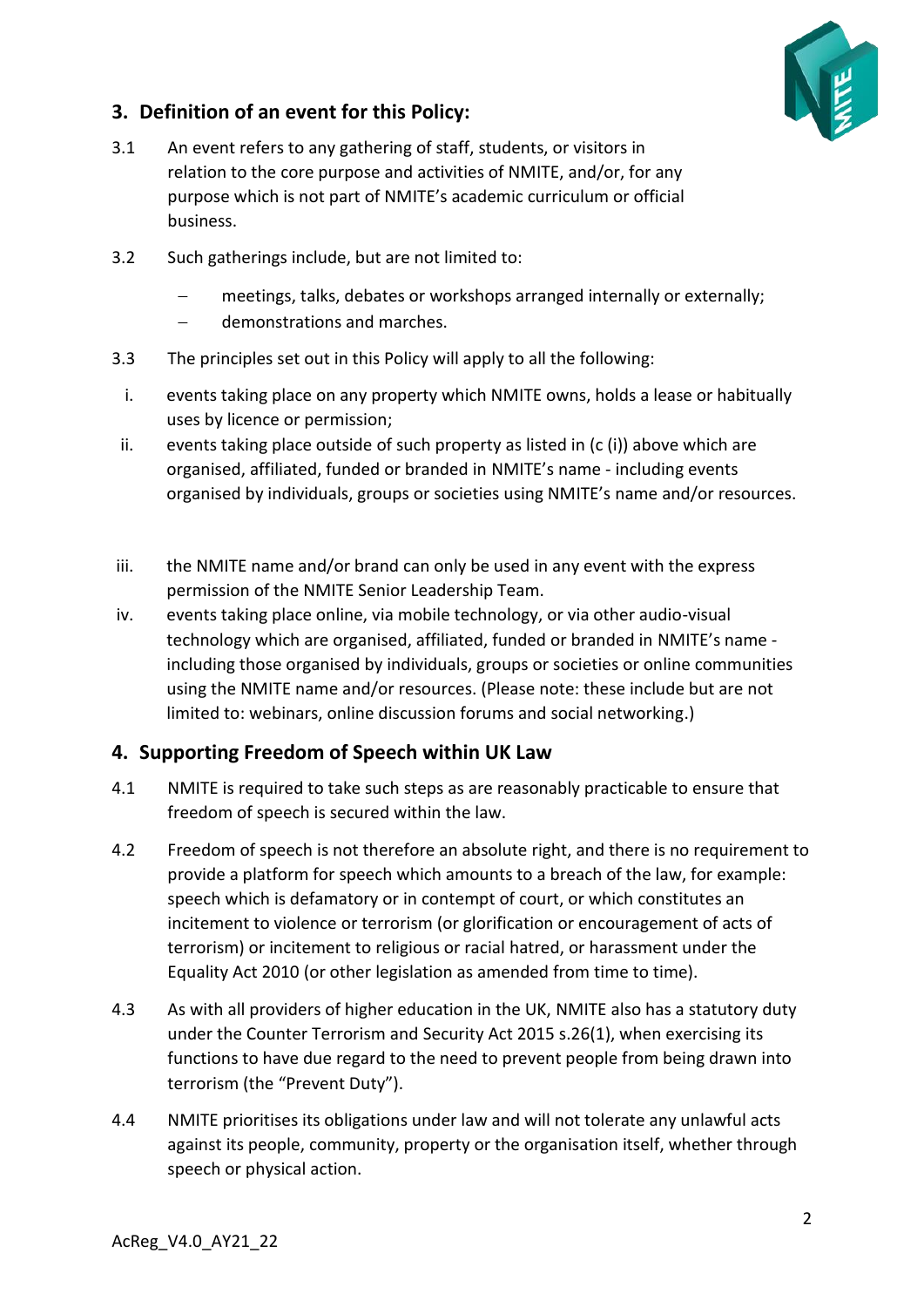## 3. Definition of an event for this Policy:

3.1 An event refers to any gathering of staff, students, or visitors in relation to the core purpose and activities of NMITE, and/or, for any purpose which is not part of NMITE's academic curriculum or official business.

3.2 Such gatherings include, but are not limited to:

- meetings, talks, debates or workshops arranged internally or externally;
- demonstrations and marches.

3.3 The principles set out in this Policy will apply to all the following:

i. events taking place on any property which NMITE owns, holds a lease or habitually uses by licence or permission;

ii. events taking place outside of such property as listed in (c (i)) above which are organised, affiliated, funded or branded in NMITE's name - including events organised by individuals, groups or societies using NMITE's name and/or resources.

iii. the NMITE name and/or brand can only be used in any event with the express permission of the NMITE Senior Leadership Team.

iv. events taking place online, via mobile technology, or via other audio-visual technology which are organised, affiliated, funded or branded in NMITE's name - including those organised by individuals, groups or societies or online communities using the NMITE name and/or resources. (Please note: these include but are not limited to: webinars, online discussion forums and social networking.)

## 4. Supporting Freedom of Speech within UK Law

4.1 NMITE is required to take such steps as are reasonably practicable to ensure that freedom of speech is secured within the law.

4.2 Freedom of speech is not therefore an absolute right, and there is no requirement to provide a platform for speech which amounts to a breach of the law, for example: speech which is defamatory or in contempt of court, or which constitutes an incitement to violence or terrorism (or glorification or encouragement of acts of terrorism) or incitement to religious or racial hatred, or harassment under the Equality Act 2010 (or other legislation as amended from time to time).

4.3 As with all providers of higher education in the UK, NMITE also has a statutory duty under the Counter Terrorism and Security Act 2015 s.26(1), when exercising its functions to have due regard to the need to prevent people from being drawn into terrorism (the "Prevent Duty").

4.4 NMITE prioritises its obligations under law and will not tolerate any unlawful acts against its people, community, property or the organisation itself, whether through speech or physical action.

AcReg_V4.0_AY21_22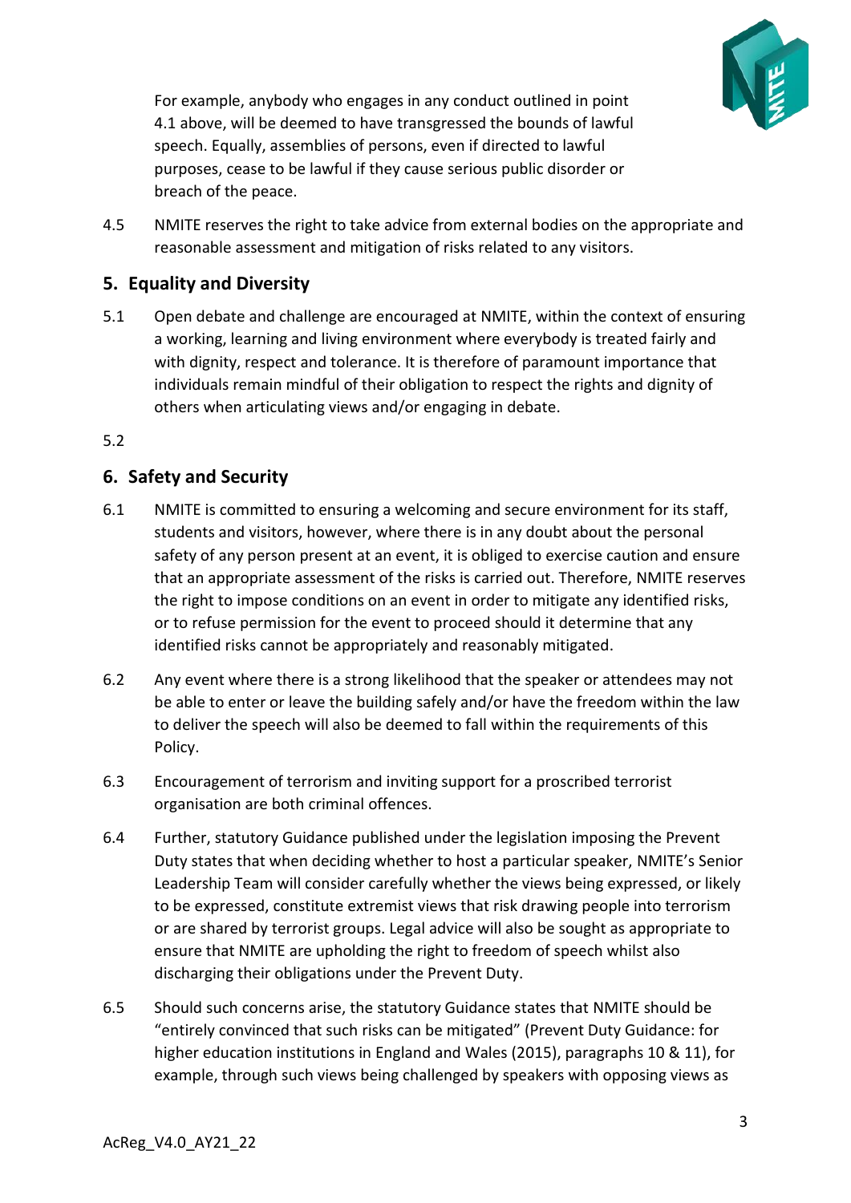For example, anybody who engages in any conduct outlined in point 4.1 above, will be deemed to have transgressed the bounds of lawful speech. Equally, assemblies of persons, even if directed to lawful purposes, cease to be lawful if they cause serious public disorder or breach of the peace.

4.5 NMITE reserves the right to take advice from external bodies on the appropriate and reasonable assessment and mitigation of risks related to any visitors.

## 5. Equality and Diversity

5.1 Open debate and challenge are encouraged at NMITE, within the context of ensuring a working, learning and living environment where everybody is treated fairly and with dignity, respect and tolerance. It is therefore of paramount importance that individuals remain mindful of their obligation to respect the rights and dignity of others when articulating views and/or engaging in debate.

5.2

## 6. Safety and Security

6.1 NMITE is committed to ensuring a welcoming and secure environment for its staff, students and visitors, however, where there is in any doubt about the personal safety of any person present at an event, it is obliged to exercise caution and ensure that an appropriate assessment of the risks is carried out. Therefore, NMITE reserves the right to impose conditions on an event in order to mitigate any identified risks, or to refuse permission for the event to proceed should it determine that any identified risks cannot be appropriately and reasonably mitigated.

6.2 Any event where there is a strong likelihood that the speaker or attendees may not be able to enter or leave the building safely and/or have the freedom within the law to deliver the speech will also be deemed to fall within the requirements of this Policy.

6.3 Encouragement of terrorism and inviting support for a proscribed terrorist organisation are both criminal offences.

6.4 Further, statutory Guidance published under the legislation imposing the Prevent Duty states that when deciding whether to host a particular speaker, NMITE's Senior Leadership Team will consider carefully whether the views being expressed, or likely to be expressed, constitute extremist views that risk drawing people into terrorism or are shared by terrorist groups. Legal advice will also be sought as appropriate to ensure that NMITE are upholding the right to freedom of speech whilst also discharging their obligations under the Prevent Duty.

6.5 Should such concerns arise, the statutory Guidance states that NMITE should be "entirely convinced that such risks can be mitigated" (Prevent Duty Guidance: for higher education institutions in England and Wales (2015), paragraphs 10 & 11), for example, through such views being challenged by speakers with opposing views as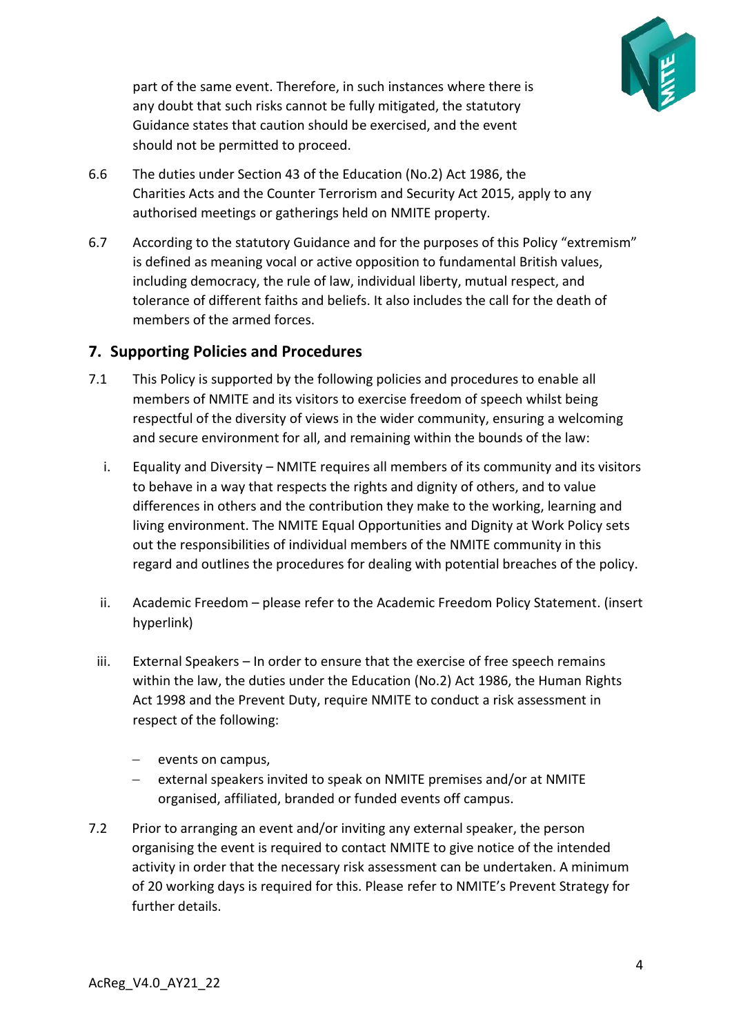part of the same event. Therefore, in such instances where there is any doubt that such risks cannot be fully mitigated, the statutory Guidance states that caution should be exercised, and the event should not be permitted to proceed.

6.6 The duties under Section 43 of the Education (No.2) Act 1986, the Charities Acts and the Counter Terrorism and Security Act 2015, apply to any authorised meetings or gatherings held on NMITE property.

6.7 According to the statutory Guidance and for the purposes of this Policy "extremism" is defined as meaning vocal or active opposition to fundamental British values, including democracy, the rule of law, individual liberty, mutual respect, and tolerance of different faiths and beliefs. It also includes the call for the death of members of the armed forces.

## 7. Supporting Policies and Procedures

7.1 This Policy is supported by the following policies and procedures to enable all members of NMITE and its visitors to exercise freedom of speech whilst being respectful of the diversity of views in the wider community, ensuring a welcoming and secure environment for all, and remaining within the bounds of the law:

i. Equality and Diversity – NMITE requires all members of its community and its visitors to behave in a way that respects the rights and dignity of others, and to value differences in others and the contribution they make to the working, learning and living environment. The NMITE Equal Opportunities and Dignity at Work Policy sets out the responsibilities of individual members of the NMITE community in this regard and outlines the procedures for dealing with potential breaches of the policy.

ii. Academic Freedom – please refer to the Academic Freedom Policy Statement. (insert hyperlink)

iii. External Speakers – In order to ensure that the exercise of free speech remains within the law, the duties under the Education (No.2) Act 1986, the Human Rights Act 1998 and the Prevent Duty, require NMITE to conduct a risk assessment in respect of the following:

- events on campus,
- external speakers invited to speak on NMITE premises and/or at NMITE organised, affiliated, branded or funded events off campus.

7.2 Prior to arranging an event and/or inviting any external speaker, the person organising the event is required to contact NMITE to give notice of the intended activity in order that the necessary risk assessment can be undertaken. A minimum of 20 working days is required for this. Please refer to NMITE's Prevent Strategy for further details.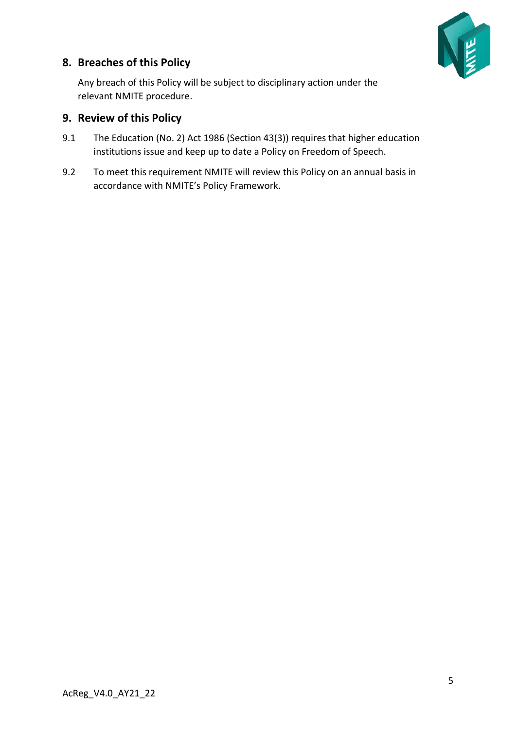## 8. Breaches of this Policy

Any breach of this Policy will be subject to disciplinary action under the relevant NMITE procedure.

## 9. Review of this Policy

9.1 The Education (No. 2) Act 1986 (Section 43(3)) requires that higher education institutions issue and keep up to date a Policy on Freedom of Speech.

9.2 To meet this requirement NMITE will review this Policy on an annual basis in accordance with NMITE's Policy Framework.